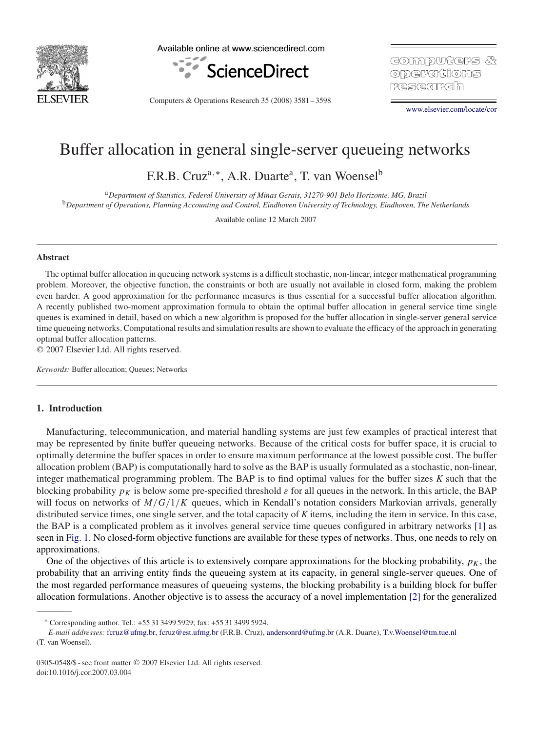# Buffer allocation in general single-server queueing networks

F.R.B. Cruz[a,*], A.R. Duarte[a], T. van Woensel[b]

[a] *Department of Statistics, Federal University of Minas Gerais, 31270-901 Belo Horizonte, MG, Brazil*

[b] *Department of Operations, Planning Accounting and Control, Eindhoven University of Technology, Eindhoven, The Netherlands*

Available online 12 March 2007

## Abstract

The optimal buffer allocation in queueing network systems is a difficult stochastic, non-linear, integer mathematical programming problem. Moreover, the objective function, the constraints or both are usually not available in closed form, making the problem even harder. A good approximation for the performance measures is thus essential for a successful buffer allocation algorithm. A recently published two-moment approximation formula to obtain the optimal buffer allocation in general service time single queues is examined in detail, based on which a new algorithm is proposed for the buffer allocation in single-server general service time queueing networks. Computational results and simulation results are shown to evaluate the efficacy of the approach in generating optimal buffer allocation patterns.

© 2007 Elsevier Ltd. All rights reserved.

*Keywords:* Buffer allocation; Queues; Networks

## 1. Introduction

Manufacturing, telecommunication, and material handling systems are just few examples of practical interest that may be represented by finite buffer queueing networks. Because of the critical costs for buffer space, it is crucial to optimally determine the buffer spaces in order to ensure maximum performance at the lowest possible cost. The buffer allocation problem (BAP) is computationally hard to solve as the BAP is usually formulated as a stochastic, non-linear, integer mathematical programming problem. The BAP is to find optimal values for the buffer sizes $K$ such that the blocking probability $p_K$ is below some pre-specified threshold $\varepsilon$ for all queues in the network. In this article, the BAP will focus on networks of $M/G/1/K$ queues, which in Kendall's notation considers Markovian arrivals, generally distributed service times, one single server, and the total capacity of $K$ items, including the item in service. In this case, the BAP is a complicated problem as it involves general service time queues configured in arbitrary networks [1] as seen in Fig. 1. No closed-form objective functions are available for these types of networks. Thus, one needs to rely on approximations.

One of the objectives of this article is to extensively compare approximations for the blocking probability, $p_K$, the probability that an arriving entity finds the queueing system at its capacity, in general single-server queues. One of the most regarded performance measures of queueing systems, the blocking probability is a building block for buffer allocation formulations. Another objective is to assess the accuracy of a novel implementation [2] for the generalized

---

* Corresponding author. Tel.: +55 31 3499 5929; fax: +55 31 3499 5924.

*E-mail addresses:* fcruz@ufmg.br, fcruz@est.ufmg.br (F.R.B. Cruz), andersonrd@ufmg.br (A.R. Duarte), T.v.Woensel@tm.tue.nl (T. van Woensel).

0305-0548/$ - see front matter © 2007 Elsevier Ltd. All rights reserved.
doi:10.1016/j.cor.2007.03.004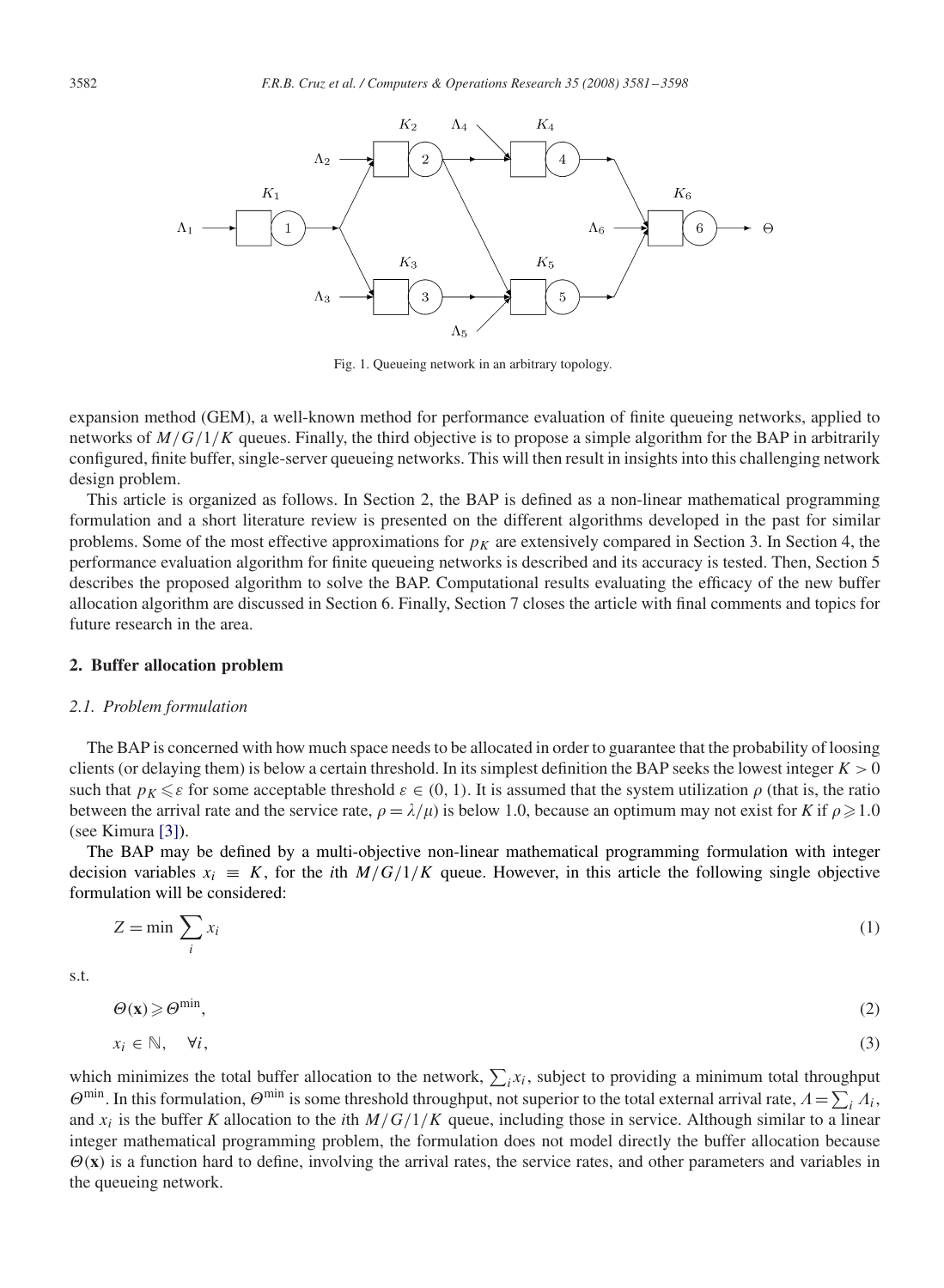Fig. 1. Queueing network in an arbitrary topology.

expansion method (GEM), a well-known method for performance evaluation of finite queueing networks, applied to networks of $M/G/1/K$ queues. Finally, the third objective is to propose a simple algorithm for the BAP in arbitrarily configured, finite buffer, single-server queueing networks. This will then result in insights into this challenging network design problem.

This article is organized as follows. In Section 2, the BAP is defined as a non-linear mathematical programming formulation and a short literature review is presented on the different algorithms developed in the past for similar problems. Some of the most effective approximations for $p_K$ are extensively compared in Section 3. In Section 4, the performance evaluation algorithm for finite queueing networks is described and its accuracy is tested. Then, Section 5 describes the proposed algorithm to solve the BAP. Computational results evaluating the efficacy of the new buffer allocation algorithm are discussed in Section 6. Finally, Section 7 closes the article with final comments and topics for future research in the area.

## 2. Buffer allocation problem

### 2.1. Problem formulation

The BAP is concerned with how much space needs to be allocated in order to guarantee that the probability of loosing clients (or delaying them) is below a certain threshold. In its simplest definition the BAP seeks the lowest integer $K > 0$ such that $p_K \leqslant \varepsilon$ for some acceptable threshold $\varepsilon \in (0, 1)$. It is assumed that the system utilization $\rho$ (that is, the ratio between the arrival rate and the service rate, $\rho = \lambda/\mu$) is below 1.0, because an optimum may not exist for $K$ if $\rho \geqslant 1.0$ (see Kimura [3]).

The BAP may be defined by a multi-objective non-linear mathematical programming formulation with integer decision variables $x_i \equiv K$, for the $i$th $M/G/1/K$ queue. However, in this article the following single objective formulation will be considered:

$$Z = \min \sum_i x_i \tag{1}$$

s.t.

$$\Theta(\mathbf{x}) \geqslant \Theta^{\min}, \tag{2}$$

$$x_i \in \mathbb{N}, \quad \forall i, \tag{3}$$

which minimizes the total buffer allocation to the network, $\sum_i x_i$, subject to providing a minimum total throughput $\Theta^{\min}$. In this formulation, $\Theta^{\min}$ is some threshold throughput, not superior to the total external arrival rate, $\Lambda = \sum_i \Lambda_i$, and $x_i$ is the buffer $K$ allocation to the $i$th $M/G/1/K$ queue, including those in service. Although similar to a linear integer mathematical programming problem, the formulation does not model directly the buffer allocation because $\Theta(\mathbf{x})$ is a function hard to define, involving the arrival rates, the service rates, and other parameters and variables in the queueing network.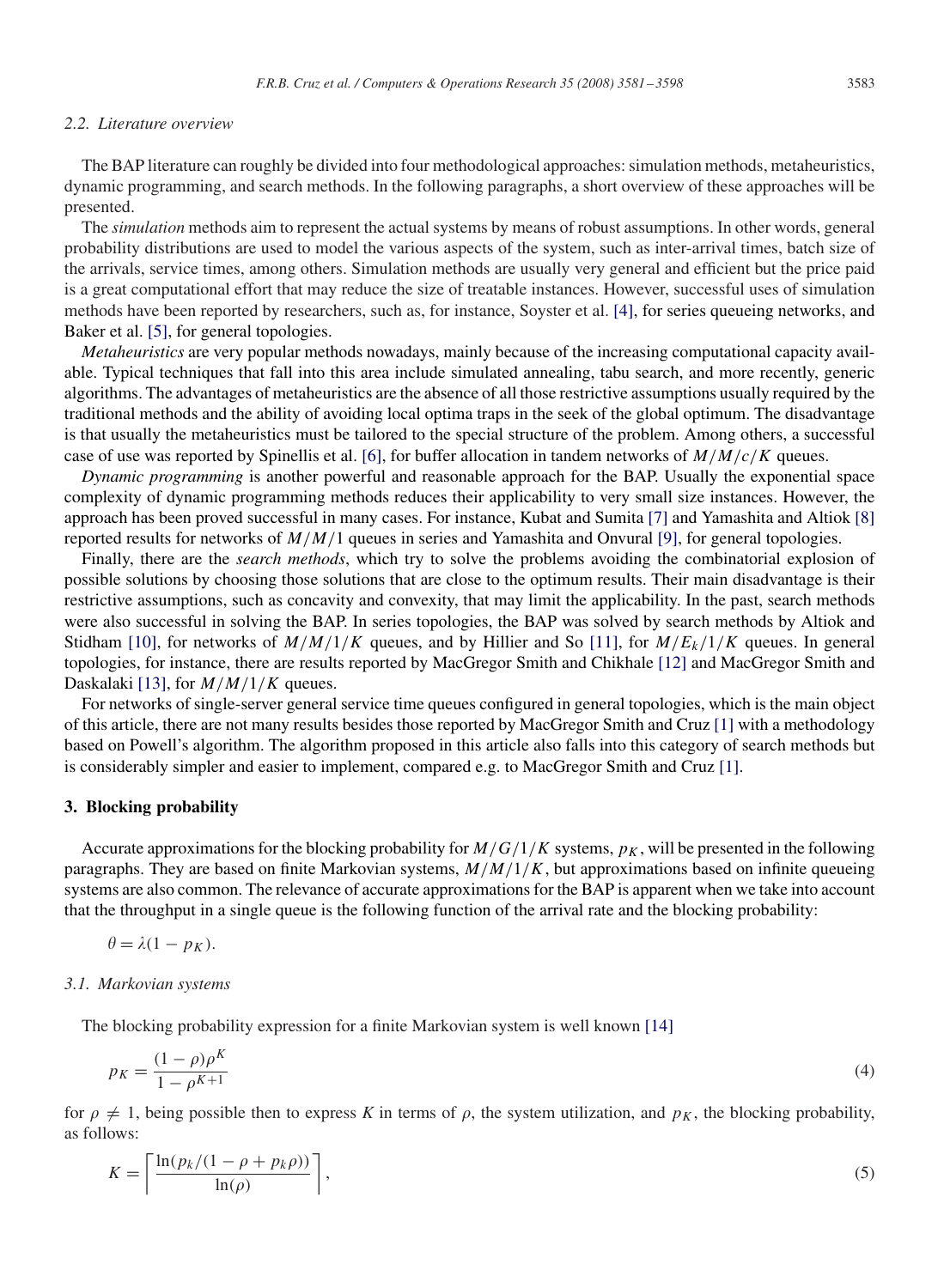### 2.2. Literature overview

The BAP literature can roughly be divided into four methodological approaches: simulation methods, metaheuristics, dynamic programming, and search methods. In the following paragraphs, a short overview of these approaches will be presented.

The *simulation* methods aim to represent the actual systems by means of robust assumptions. In other words, general probability distributions are used to model the various aspects of the system, such as inter-arrival times, batch size of the arrivals, service times, among others. Simulation methods are usually very general and efficient but the price paid is a great computational effort that may reduce the size of treatable instances. However, successful uses of simulation methods have been reported by researchers, such as, for instance, Soyster et al. [4], for series queueing networks, and Baker et al. [5], for general topologies.

*Metaheuristics* are very popular methods nowadays, mainly because of the increasing computational capacity available. Typical techniques that fall into this area include simulated annealing, tabu search, and more recently, generic algorithms. The advantages of metaheuristics are the absence of all those restrictive assumptions usually required by the traditional methods and the ability of avoiding local optima traps in the seek of the global optimum. The disadvantage is that usually the metaheuristics must be tailored to the special structure of the problem. Among others, a successful case of use was reported by Spinellis et al. [6], for buffer allocation in tandem networks of $M/M/c/K$ queues.

*Dynamic programming* is another powerful and reasonable approach for the BAP. Usually the exponential space complexity of dynamic programming methods reduces their applicability to very small size instances. However, the approach has been proved successful in many cases. For instance, Kubat and Sumita [7] and Yamashita and Altiok [8] reported results for networks of $M/M/1$ queues in series and Yamashita and Onvural [9], for general topologies.

Finally, there are the *search methods*, which try to solve the problems avoiding the combinatorial explosion of possible solutions by choosing those solutions that are close to the optimum results. Their main disadvantage is their restrictive assumptions, such as concavity and convexity, that may limit the applicability. In the past, search methods were also successful in solving the BAP. In series topologies, the BAP was solved by search methods by Altiok and Stidham [10], for networks of $M/M/1/K$ queues, and by Hillier and So [11], for $M/E_k/1/K$ queues. In general topologies, for instance, there are results reported by MacGregor Smith and Chikhale [12] and MacGregor Smith and Daskalaki [13], for $M/M/1/K$ queues.

For networks of single-server general service time queues configured in general topologies, which is the main object of this article, there are not many results besides those reported by MacGregor Smith and Cruz [1] with a methodology based on Powell's algorithm. The algorithm proposed in this article also falls into this category of search methods but is considerably simpler and easier to implement, compared e.g. to MacGregor Smith and Cruz [1].

## 3. Blocking probability

Accurate approximations for the blocking probability for $M/G/1/K$ systems, $p_K$, will be presented in the following paragraphs. They are based on finite Markovian systems, $M/M/1/K$, but approximations based on infinite queueing systems are also common. The relevance of accurate approximations for the BAP is apparent when we take into account that the throughput in a single queue is the following function of the arrival rate and the blocking probability:

$$\theta = \lambda(1 - p_K).$$

### 3.1. Markovian systems

The blocking probability expression for a finite Markovian system is well known [14]

$$p_K = \frac{(1-\rho)\rho^K}{1-\rho^{K+1}} \tag{4}$$

for $\rho \neq 1$, being possible then to express $K$ in terms of $\rho$, the system utilization, and $p_K$, the blocking probability, as follows:

$$K = \left\lceil \frac{\ln(p_k/(1-\rho+p_k\rho))}{\ln(\rho)} \right\rceil, \tag{5}$$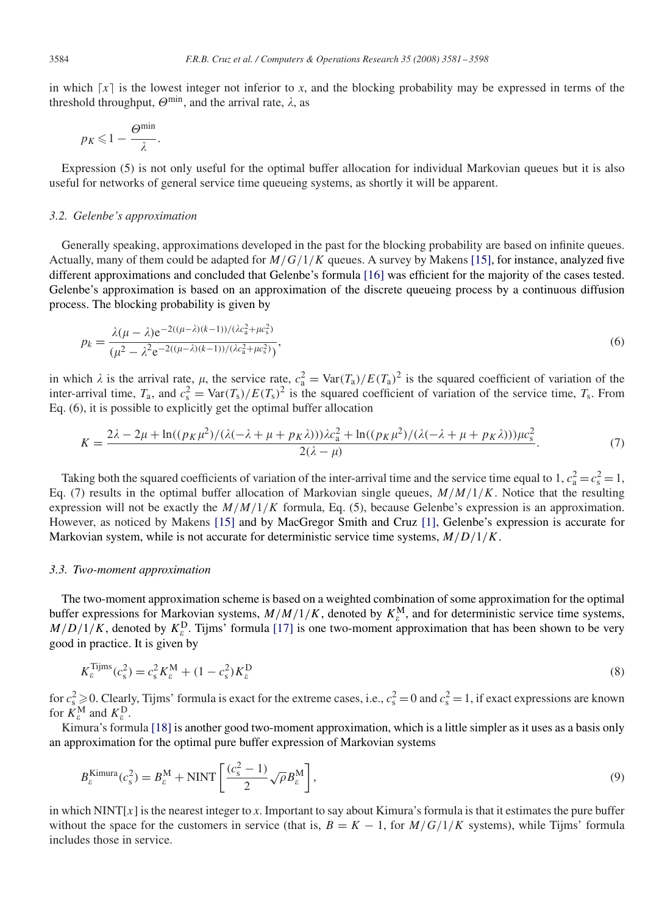in which $\lceil x \rceil$ is the lowest integer not inferior to $x$, and the blocking probability may be expressed in terms of the threshold throughput, $\Theta^{\min}$, and the arrival rate, $\lambda$, as

$$p_K \leqslant 1 - \frac{\Theta^{\min}}{\lambda}.$$

Expression (5) is not only useful for the optimal buffer allocation for individual Markovian queues but it is also useful for networks of general service time queueing systems, as shortly it will be apparent.

### 3.2. Gelenbe's approximation

Generally speaking, approximations developed in the past for the blocking probability are based on infinite queues. Actually, many of them could be adapted for $M/G/1/K$ queues. A survey by Makens [15], for instance, analyzed five different approximations and concluded that Gelenbe's formula [16] was efficient for the majority of the cases tested. Gelenbe's approximation is based on an approximation of the discrete queueing process by a continuous diffusion process. The blocking probability is given by

$$p_k = \frac{\lambda(\mu - \lambda)\mathrm{e}^{-2((\mu-\lambda)(k-1))/(\lambda c_a^2 + \mu c_s^2)}}{(\mu^2 - \lambda^2 \mathrm{e}^{-2((\mu-\lambda)(k-1))/(\lambda c_a^2 + \mu c_s^2)})}, \tag{6}$$

in which $\lambda$ is the arrival rate, $\mu$, the service rate, $c_a^2 = \mathrm{Var}(T_a)/E(T_a)^2$ is the squared coefficient of variation of the inter-arrival time, $T_a$, and $c_s^2 = \mathrm{Var}(T_s)/E(T_s)^2$ is the squared coefficient of variation of the service time, $T_s$. From Eq. (6), it is possible to explicitly get the optimal buffer allocation

$$K = \frac{2\lambda - 2\mu + \ln((p_K\mu^2)/(\lambda(-\lambda + \mu + p_K\lambda)))\lambda c_a^2 + \ln((p_K\mu^2)/(\lambda(-\lambda + \mu + p_K\lambda)))\mu c_s^2}{2(\lambda - \mu)}. \tag{7}$$

Taking both the squared coefficients of variation of the inter-arrival time and the service time equal to 1, $c_a^2 = c_s^2 = 1$, Eq. (7) results in the optimal buffer allocation of Markovian single queues, $M/M/1/K$. Notice that the resulting expression will not be exactly the $M/M/1/K$ formula, Eq. (5), because Gelenbe's expression is an approximation. However, as noticed by Makens [15] and by MacGregor Smith and Cruz [1], Gelenbe's expression is accurate for Markovian system, while is not accurate for deterministic service time systems, $M/D/1/K$.

### 3.3. Two-moment approximation

The two-moment approximation scheme is based on a weighted combination of some approximation for the optimal buffer expressions for Markovian systems, $M/M/1/K$, denoted by $K_\varepsilon^{\mathrm{M}}$, and for deterministic service time systems, $M/D/1/K$, denoted by $K_\varepsilon^{\mathrm{D}}$. Tijms' formula [17] is one two-moment approximation that has been shown to be very good in practice. It is given by

$$K_\varepsilon^{\mathrm{Tijms}}(c_s^2) = c_s^2 K_\varepsilon^{\mathrm{M}} + (1 - c_s^2) K_\varepsilon^{\mathrm{D}} \tag{8}$$

for $c_s^2 \geqslant 0$. Clearly, Tijms' formula is exact for the extreme cases, i.e., $c_s^2 = 0$ and $c_s^2 = 1$, if exact expressions are known for $K_\varepsilon^{\mathrm{M}}$ and $K_\varepsilon^{\mathrm{D}}$.

Kimura's formula [18] is another good two-moment approximation, which is a little simpler as it uses as a basis only an approximation for the optimal pure buffer expression of Markovian systems

$$B_\varepsilon^{\mathrm{Kimura}}(c_s^2) = B_\varepsilon^{\mathrm{M}} + \mathrm{NINT}\left[\frac{(c_s^2 - 1)}{2}\sqrt{\rho} B_\varepsilon^{\mathrm{M}}\right], \tag{9}$$

in which $\mathrm{NINT}[x]$ is the nearest integer to $x$. Important to say about Kimura's formula is that it estimates the pure buffer without the space for the customers in service (that is, $B = K - 1$, for $M/G/1/K$ systems), while Tijms' formula includes those in service.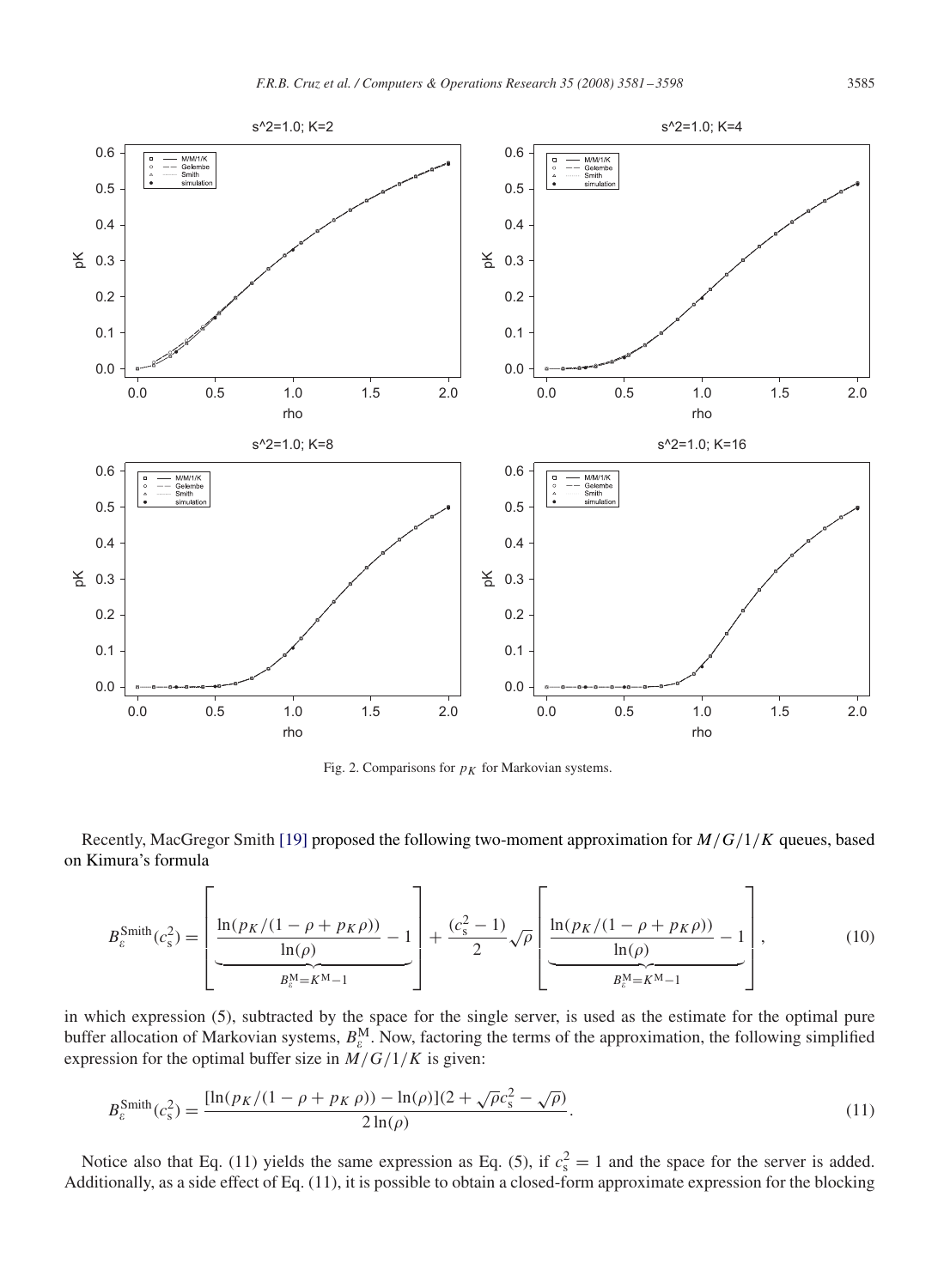Fig. 2. Comparisons for $p_K$ for Markovian systems.

Recently, MacGregor Smith [19] proposed the following two-moment approximation for $M/G/1/K$ queues, based on Kimura's formula

$$B_\varepsilon^{\mathrm{Smith}}(c_s^2) = \left[ \underbrace{\frac{\ln(p_K/(1-\rho+p_K\rho))}{\ln(\rho)} - 1}_{B_\varepsilon^{\mathrm{M}}=K^{\mathrm{M}}-1} \right] + \frac{(c_s^2-1)}{2}\sqrt{\rho} \left[ \underbrace{\frac{\ln(p_K/(1-\rho+p_K\rho))}{\ln(\rho)} - 1}_{B_\varepsilon^{\mathrm{M}}=K^{\mathrm{M}}-1} \right], \tag{10}$$

in which expression (5), subtracted by the space for the single server, is used as the estimate for the optimal pure buffer allocation of Markovian systems, $B_\varepsilon^{\mathrm{M}}$. Now, factoring the terms of the approximation, the following simplified expression for the optimal buffer size in $M/G/1/K$ is given:

$$B_\varepsilon^{\mathrm{Smith}}(c_s^2) = \frac{[\ln(p_K/(1-\rho+p_K\rho)) - \ln(\rho)](2+\sqrt{\rho}c_s^2 - \sqrt{\rho})}{2\ln(\rho)}. \tag{11}$$

Notice also that Eq. (11) yields the same expression as Eq. (5), if $c_s^2 = 1$ and the space for the server is added. Additionally, as a side effect of Eq. (11), it is possible to obtain a closed-form approximate expression for the blocking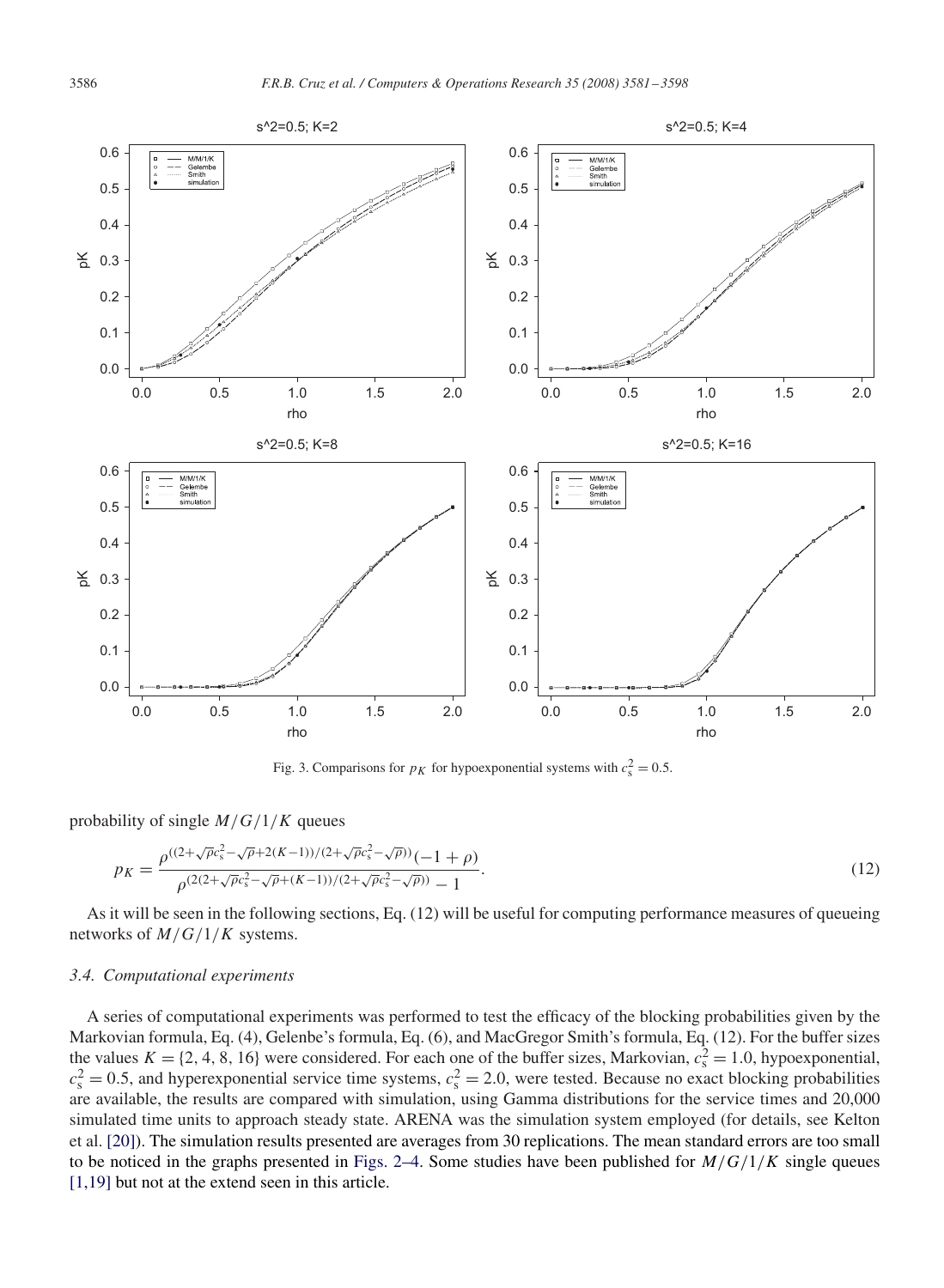Fig. 3. Comparisons for $p_K$ for hypoexponential systems with $c_s^2 = 0.5$.

probability of single $M/G/1/K$ queues

$$p_K = \frac{\rho^{((2+\sqrt{\rho}c_s^2-\sqrt{\rho}+2(K-1))/(2+\sqrt{\rho}c_s^2-\sqrt{\rho}))}(-1+\rho)}{\rho^{(2(2+\sqrt{\rho}c_s^2-\sqrt{\rho}+(K-1))/(2+\sqrt{\rho}c_s^2-\sqrt{\rho}))}-1}. \tag{12}$$

As it will be seen in the following sections, Eq. (12) will be useful for computing performance measures of queueing networks of $M/G/1/K$ systems.

### 3.4. Computational experiments

A series of computational experiments was performed to test the efficacy of the blocking probabilities given by the Markovian formula, Eq. (4), Gelenbe's formula, Eq. (6), and MacGregor Smith's formula, Eq. (12). For the buffer sizes the values $K = \{2, 4, 8, 16\}$ were considered. For each one of the buffer sizes, Markovian, $c_s^2 = 1.0$, hypoexponential, $c_s^2 = 0.5$, and hyperexponential service time systems, $c_s^2 = 2.0$, were tested. Because no exact blocking probabilities are available, the results are compared with simulation, using Gamma distributions for the service times and 20,000 simulated time units to approach steady state. ARENA was the simulation system employed (for details, see Kelton et al. [20]). The simulation results presented are averages from 30 replications. The mean standard errors are too small to be noticed in the graphs presented in Figs. 2–4. Some studies have been published for $M/G/1/K$ single queues [1,19] but not at the extend seen in this article.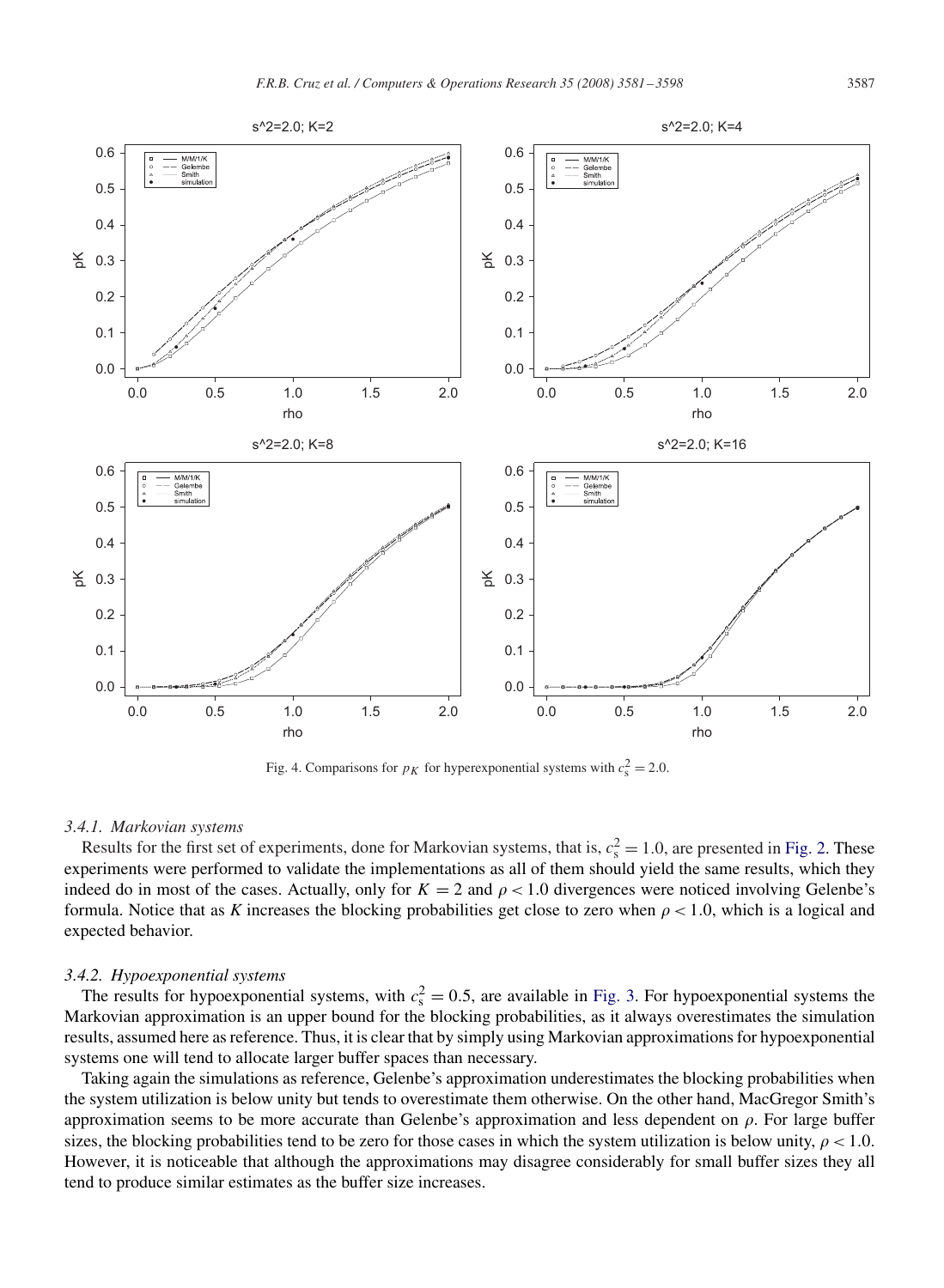Fig. 4. Comparisons for $p_K$ for hyperexponential systems with $c_s^2 = 2.0$.

### 3.4.1. Markovian systems

Results for the first set of experiments, done for Markovian systems, that is, $c_s^2 = 1.0$, are presented in Fig. 2. These experiments were performed to validate the implementations as all of them should yield the same results, which they indeed do in most of the cases. Actually, only for $K = 2$ and $\rho < 1.0$ divergences were noticed involving Gelenbe's formula. Notice that as $K$ increases the blocking probabilities get close to zero when $\rho < 1.0$, which is a logical and expected behavior.

### 3.4.2. Hypoexponential systems

The results for hypoexponential systems, with $c_s^2 = 0.5$, are available in Fig. 3. For hypoexponential systems the Markovian approximation is an upper bound for the blocking probabilities, as it always overestimates the simulation results, assumed here as reference. Thus, it is clear that by simply using Markovian approximations for hypoexponential systems one will tend to allocate larger buffer spaces than necessary.

Taking again the simulations as reference, Gelenbe's approximation underestimates the blocking probabilities when the system utilization is below unity but tends to overestimate them otherwise. On the other hand, MacGregor Smith's approximation seems to be more accurate than Gelenbe's approximation and less dependent on $\rho$. For large buffer sizes, the blocking probabilities tend to be zero for those cases in which the system utilization is below unity, $\rho < 1.0$. However, it is noticeable that although the approximations may disagree considerably for small buffer sizes they all tend to produce similar estimates as the buffer size increases.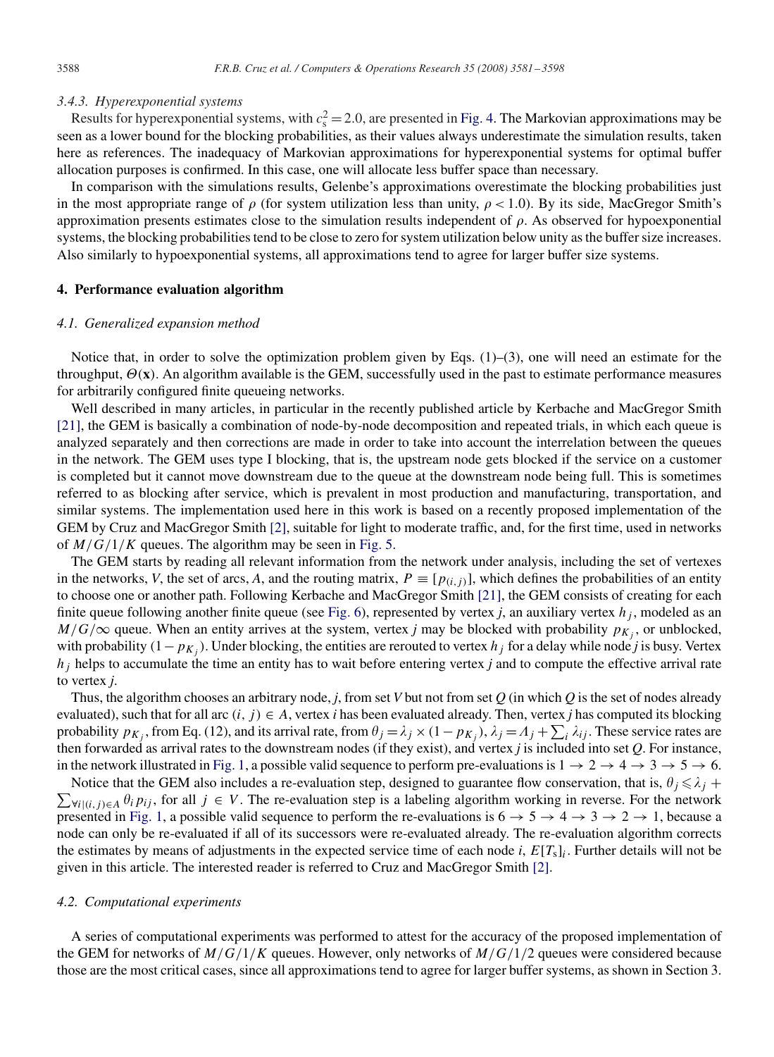#### 3.4.3. Hyperexponential systems

Results for hyperexponential systems, with $c_s^2 = 2.0$, are presented in Fig. 4. The Markovian approximations may be seen as a lower bound for the blocking probabilities, as their values always underestimate the simulation results, taken here as references. The inadequacy of Markovian approximations for hyperexponential systems for optimal buffer allocation purposes is confirmed. In this case, one will allocate less buffer space than necessary.

In comparison with the simulations results, Gelenbe's approximations overestimate the blocking probabilities just in the most appropriate range of $\rho$ (for system utilization less than unity, $\rho < 1.0$). By its side, MacGregor Smith's approximation presents estimates close to the simulation results independent of $\rho$. As observed for hypoexponential systems, the blocking probabilities tend to be close to zero for system utilization below unity as the buffer size increases. Also similarly to hypoexponential systems, all approximations tend to agree for larger buffer size systems.

## 4. Performance evaluation algorithm

### 4.1. Generalized expansion method

Notice that, in order to solve the optimization problem given by Eqs. (1)–(3), one will need an estimate for the throughput, $\Theta(\mathbf{x})$. An algorithm available is the GEM, successfully used in the past to estimate performance measures for arbitrarily configured finite queueing networks.

Well described in many articles, in particular in the recently published article by Kerbache and MacGregor Smith [21], the GEM is basically a combination of node-by-node decomposition and repeated trials, in which each queue is analyzed separately and then corrections are made in order to take into account the interrelation between the queues in the network. The GEM uses type I blocking, that is, the upstream node gets blocked if the service on a customer is completed but it cannot move downstream due to the queue at the downstream node being full. This is sometimes referred to as blocking after service, which is prevalent in most production and manufacturing, transportation, and similar systems. The implementation used here in this work is based on a recently proposed implementation of the GEM by Cruz and MacGregor Smith [2], suitable for light to moderate traffic, and, for the first time, used in networks of $M/G/1/K$ queues. The algorithm may be seen in Fig. 5.

The GEM starts by reading all relevant information from the network under analysis, including the set of vertexes in the networks, $V$, the set of arcs, $A$, and the routing matrix, $P \equiv [p_{(i,j)}]$, which defines the probabilities of an entity to choose one or another path. Following Kerbache and MacGregor Smith [21], the GEM consists of creating for each finite queue following another finite queue (see Fig. 6), represented by vertex $j$, an auxiliary vertex $h_j$, modeled as an $M/G/\infty$ queue. When an entity arrives at the system, vertex $j$ may be blocked with probability $p_{K_j}$, or unblocked, with probability $(1 - p_{K_j})$. Under blocking, the entities are rerouted to vertex $h_j$ for a delay while node $j$ is busy. Vertex $h_j$ helps to accumulate the time an entity has to wait before entering vertex $j$ and to compute the effective arrival rate to vertex $j$.

Thus, the algorithm chooses an arbitrary node, $j$, from set $V$ but not from set $Q$ (in which $Q$ is the set of nodes already evaluated), such that for all arc $(i, j) \in A$, vertex $i$ has been evaluated already. Then, vertex $j$ has computed its blocking probability $p_{K_j}$, from Eq. (12), and its arrival rate, from $\theta_j = \lambda_j \times (1 - p_{K_j})$, $\lambda_j = \Lambda_j + \sum_i \lambda_{ij}$. These service rates are then forwarded as arrival rates to the downstream nodes (if they exist), and vertex $j$ is included into set $Q$. For instance, in the network illustrated in Fig. 1, a possible valid sequence to perform pre-evaluations is $1 \to 2 \to 4 \to 3 \to 5 \to 6$.

Notice that the GEM also includes a re-evaluation step, designed to guarantee flow conservation, that is, $\theta_j \leqslant \lambda_j + \sum_{\forall i|(i,j)\in A} \theta_i p_{ij}$, for all $j \in V$. The re-evaluation step is a labeling algorithm working in reverse. For the network presented in Fig. 1, a possible valid sequence to perform the re-evaluations is $6 \to 5 \to 4 \to 3 \to 2 \to 1$, because a node can only be re-evaluated if all of its successors were re-evaluated already. The re-evaluation algorithm corrects the estimates by means of adjustments in the expected service time of each node $i$, $E[T_s]_i$. Further details will not be given in this article. The interested reader is referred to Cruz and MacGregor Smith [2].

### 4.2. Computational experiments

A series of computational experiments was performed to attest for the accuracy of the proposed implementation of the GEM for networks of $M/G/1/K$ queues. However, only networks of $M/G/1/2$ queues were considered because those are the most critical cases, since all approximations tend to agree for larger buffer systems, as shown in Section 3.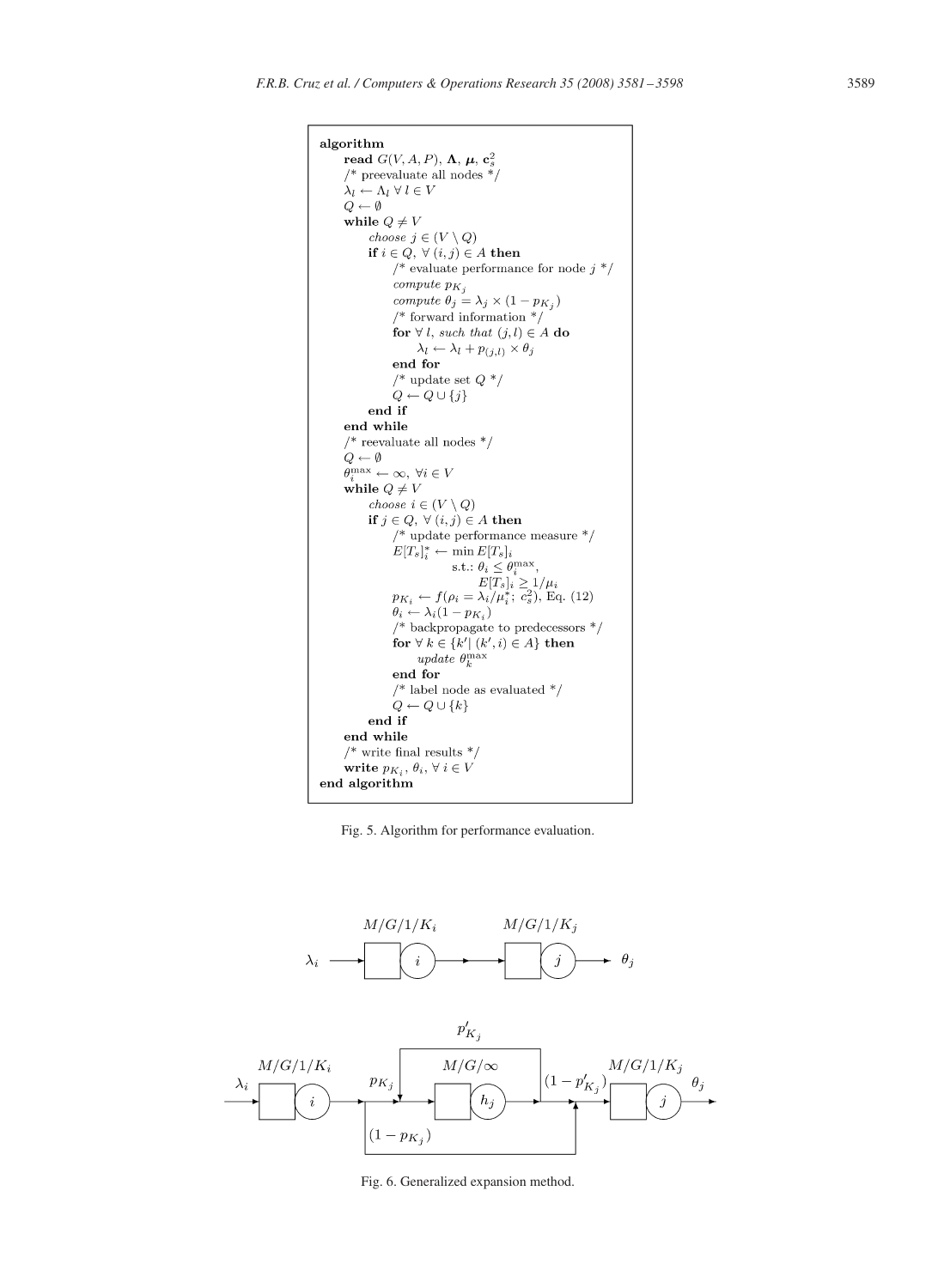```
algorithm
    read G(V, A, P), Λ, μ, c_s^2
    /* preevaluate all nodes */
    λ_l ← Λ_l ∀ l ∈ V
    Q ← ∅
    while Q ≠ V
        choose j ∈ (V \ Q)
        if i ∈ Q, ∀ (i, j) ∈ A then
            /* evaluate performance for node j */
            compute p_{K_j}
            compute θ_j = λ_j × (1 − p_{K_j})
            /* forward information */
            for ∀ l, such that (j, l) ∈ A do
                λ_l ← λ_l + p_{(j,l)} × θ_j
            end for
            /* update set Q */
            Q ← Q ∪ {j}
        end if
    end while
    /* reevaluate all nodes */
    Q ← ∅
    θ_i^max ← ∞, ∀i ∈ V
    while Q ≠ V
        choose i ∈ (V \ Q)
        if j ∈ Q, ∀ (i, j) ∈ A then
            /* update performance measure */
            E[T_s]_i^* ← min E[T_s]_i
                      s.t.: θ_i ≤ θ_i^max,
                            E[T_s]_i ≥ 1/μ_i
            p_{K_i} ← f(ρ_i = λ_i/μ_i^*; c_s^2), Eq. (12)
            θ_i ← λ_i(1 − p_{K_i})
            /* backpropagate to predecessors */
            for ∀ k ∈ {k' | (k', i) ∈ A} then
                update θ_k^max
            end for
            /* label node as evaluated */
            Q ← Q ∪ {k}
        end if
    end while
    /* write final results */
    write p_{K_i}, θ_i, ∀ i ∈ V
end algorithm
```

Fig. 5. Algorithm for performance evaluation.

Fig. 6. Generalized expansion method.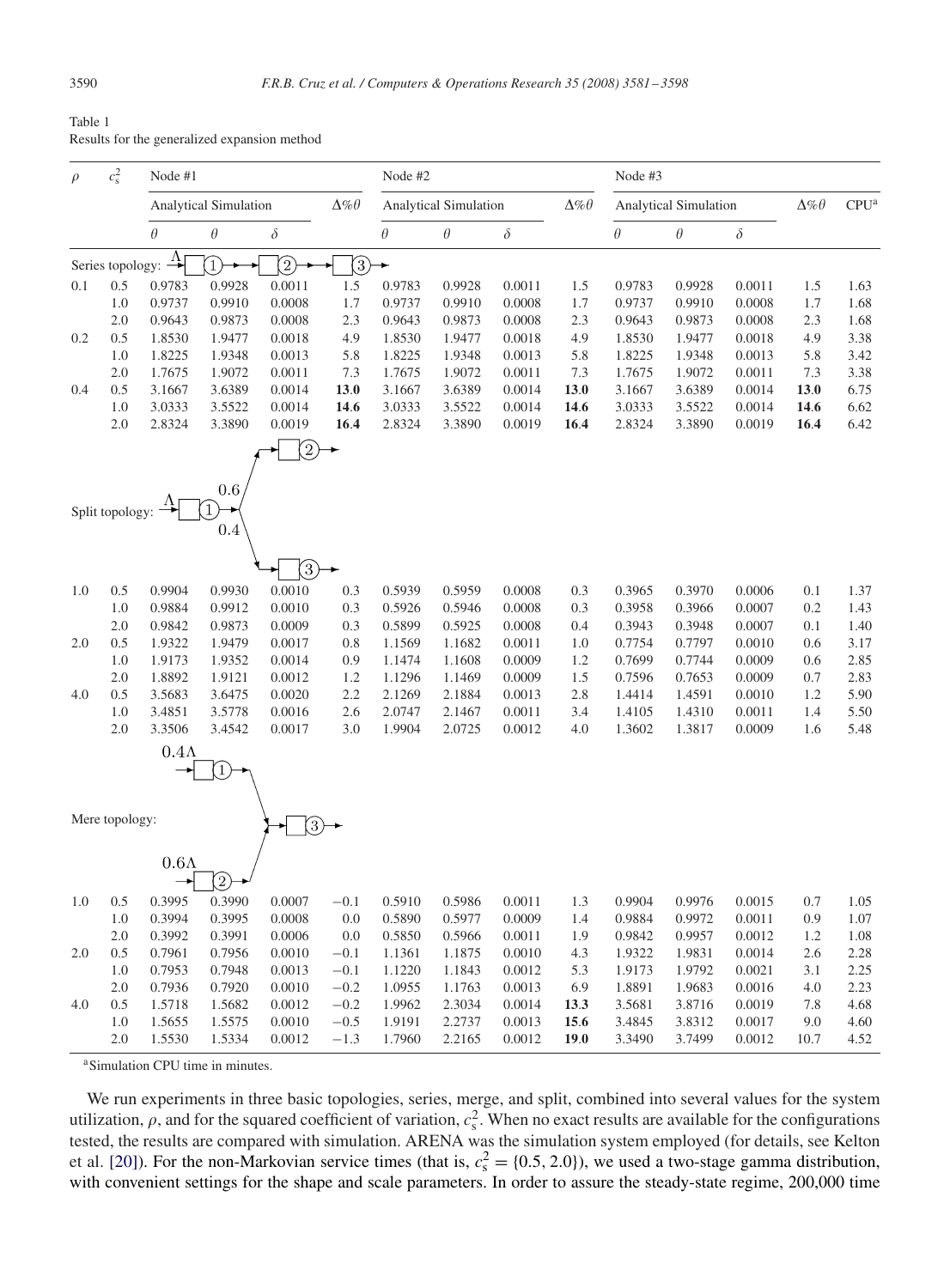Table 1
Results for the generalized expansion method

| $\rho$ | $c_s^2$ | Node #1 | | | | Node #2 | | | | Node #3 | | | | CPU[a] |
|---|---|---|---|---|---|---|---|---|---|---|---|---|---|---|
| | | Analytical | Simulation | | $\Delta\%\theta$ | Analytical | Simulation | | $\Delta\%\theta$ | Analytical | Simulation | | $\Delta\%\theta$ | |
| | | $\theta$ | $\theta$ | $\delta$ | | $\theta$ | $\theta$ | $\delta$ | | $\theta$ | $\theta$ | $\delta$ | | |
| Series topology: $\Lambda \to$ 1 $\to$ 2 $\to$ 3 $\to$ | | | | | | | | | | | | | | |
| 0.1 | 0.5 | 0.9783 | 0.9928 | 0.0011 | 1.5 | 0.9783 | 0.9928 | 0.0011 | 1.5 | 0.9783 | 0.9928 | 0.0011 | 1.5 | 1.63 |
| | 1.0 | 0.9737 | 0.9910 | 0.0008 | 1.7 | 0.9737 | 0.9910 | 0.0008 | 1.7 | 0.9737 | 0.9910 | 0.0008 | 1.7 | 1.68 |
| | 2.0 | 0.9643 | 0.9873 | 0.0008 | 2.3 | 0.9643 | 0.9873 | 0.0008 | 2.3 | 0.9643 | 0.9873 | 0.0008 | 2.3 | 1.68 |
| 0.2 | 0.5 | 1.8530 | 1.9477 | 0.0018 | 4.9 | 1.8530 | 1.9477 | 0.0018 | 4.9 | 1.8530 | 1.9477 | 0.0018 | 4.9 | 3.38 |
| | 1.0 | 1.8225 | 1.9348 | 0.0013 | 5.8 | 1.8225 | 1.9348 | 0.0013 | 5.8 | 1.8225 | 1.9348 | 0.0013 | 5.8 | 3.42 |
| | 2.0 | 1.7675 | 1.9072 | 0.0011 | 7.3 | 1.7675 | 1.9072 | 0.0011 | 7.3 | 1.7675 | 1.9072 | 0.0011 | 7.3 | 3.38 |
| 0.4 | 0.5 | 3.1667 | 3.6389 | 0.0014 | **13.0** | 3.1667 | 3.6389 | 0.0014 | **13.0** | 3.1667 | 3.6389 | 0.0014 | **13.0** | 6.75 |
| | 1.0 | 3.0333 | 3.5522 | 0.0014 | **14.6** | 3.0333 | 3.5522 | 0.0014 | **14.6** | 3.0333 | 3.5522 | 0.0014 | **14.6** | 6.62 |
| | 2.0 | 2.8324 | 3.3890 | 0.0019 | **16.4** | 2.8324 | 3.3890 | 0.0019 | **16.4** | 2.8324 | 3.3890 | 0.0019 | **16.4** | 6.42 |
| Split topology: $\Lambda \to$ 1, 0.6 $\to$ 2, 0.4 $\to$ 3 | | | | | | | | | | | | | | |
| 1.0 | 0.5 | 0.9904 | 0.9930 | 0.0010 | 0.3 | 0.5939 | 0.5959 | 0.0008 | 0.3 | 0.3965 | 0.3970 | 0.0006 | 0.1 | 1.37 |
| | 1.0 | 0.9884 | 0.9912 | 0.0010 | 0.3 | 0.5926 | 0.5946 | 0.0008 | 0.3 | 0.3958 | 0.3966 | 0.0007 | 0.2 | 1.43 |
| | 2.0 | 0.9842 | 0.9873 | 0.0009 | 0.3 | 0.5899 | 0.5925 | 0.0008 | 0.4 | 0.3943 | 0.3948 | 0.0007 | 0.1 | 1.40 |
| 2.0 | 0.5 | 1.9322 | 1.9479 | 0.0017 | 0.8 | 1.1569 | 1.1682 | 0.0011 | 1.0 | 0.7754 | 0.7797 | 0.0010 | 0.6 | 3.17 |
| | 1.0 | 1.9173 | 1.9352 | 0.0014 | 0.9 | 1.1474 | 1.1608 | 0.0009 | 1.2 | 0.7699 | 0.7744 | 0.0009 | 0.6 | 2.85 |
| | 2.0 | 1.8892 | 1.9121 | 0.0012 | 1.2 | 1.1296 | 1.1469 | 0.0009 | 1.5 | 0.7596 | 0.7653 | 0.0009 | 0.7 | 2.83 |
| 4.0 | 0.5 | 3.5683 | 3.6475 | 0.0020 | 2.2 | 2.1269 | 2.1884 | 0.0013 | 2.8 | 1.4414 | 1.4591 | 0.0010 | 1.2 | 5.90 |
| | 1.0 | 3.4851 | 3.5778 | 0.0016 | 2.6 | 2.0747 | 2.1467 | 0.0011 | 3.4 | 1.4105 | 1.4310 | 0.0011 | 1.4 | 5.50 |
| | 2.0 | 3.3506 | 3.4542 | 0.0017 | 3.0 | 1.9904 | 2.0725 | 0.0012 | 4.0 | 1.3602 | 1.3817 | 0.0009 | 1.6 | 5.48 |
| Mere topology: $0.4\Lambda \to$ 1 $\to$ 3; $0.6\Lambda \to$ 2 $\to$ 3 | | | | | | | | | | | | | | |
| 1.0 | 0.5 | 0.3995 | 0.3990 | 0.0007 | −0.1 | 0.5910 | 0.5986 | 0.0011 | 1.3 | 0.9904 | 0.9976 | 0.0015 | 0.7 | 1.05 |
| | 1.0 | 0.3994 | 0.3995 | 0.0008 | 0.0 | 0.5890 | 0.5977 | 0.0009 | 1.4 | 0.9884 | 0.9972 | 0.0011 | 0.9 | 1.07 |
| | 2.0 | 0.3992 | 0.3991 | 0.0006 | 0.0 | 0.5850 | 0.5966 | 0.0011 | 1.9 | 0.9842 | 0.9957 | 0.0012 | 1.2 | 1.08 |
| 2.0 | 0.5 | 0.7961 | 0.7956 | 0.0010 | −0.1 | 1.1361 | 1.1875 | 0.0010 | 4.3 | 1.9322 | 1.9831 | 0.0014 | 2.6 | 2.28 |
| | 1.0 | 0.7953 | 0.7948 | 0.0013 | −0.1 | 1.1220 | 1.1843 | 0.0012 | 5.3 | 1.9173 | 1.9792 | 0.0021 | 3.1 | 2.25 |
| | 2.0 | 0.7936 | 0.7920 | 0.0010 | −0.2 | 1.0955 | 1.1763 | 0.0013 | 6.9 | 1.8891 | 1.9683 | 0.0016 | 4.0 | 2.23 |
| 4.0 | 0.5 | 1.5718 | 1.5682 | 0.0012 | −0.2 | 1.9962 | 2.3034 | 0.0014 | **13.3** | 3.5681 | 3.8716 | 0.0019 | 7.8 | 4.68 |
| | 1.0 | 1.5655 | 1.5575 | 0.0010 | −0.5 | 1.9191 | 2.2737 | 0.0013 | **15.6** | 3.4845 | 3.8312 | 0.0017 | 9.0 | 4.60 |
| | 2.0 | 1.5530 | 1.5334 | 0.0012 | −1.3 | 1.7960 | 2.2165 | 0.0012 | **19.0** | 3.3490 | 3.7499 | 0.0012 | 10.7 | 4.52 |

[a] Simulation CPU time in minutes.

We run experiments in three basic topologies, series, merge, and split, combined into several values for the system utilization, $\rho$, and for the squared coefficient of variation, $c_s^2$. When no exact results are available for the configurations tested, the results are compared with simulation. ARENA was the simulation system employed (for details, see Kelton et al. [20]). For the non-Markovian service times (that is, $c_s^2 = \{0.5, 2.0\}$), we used a two-stage gamma distribution, with convenient settings for the shape and scale parameters. In order to assure the steady-state regime, 200,000 time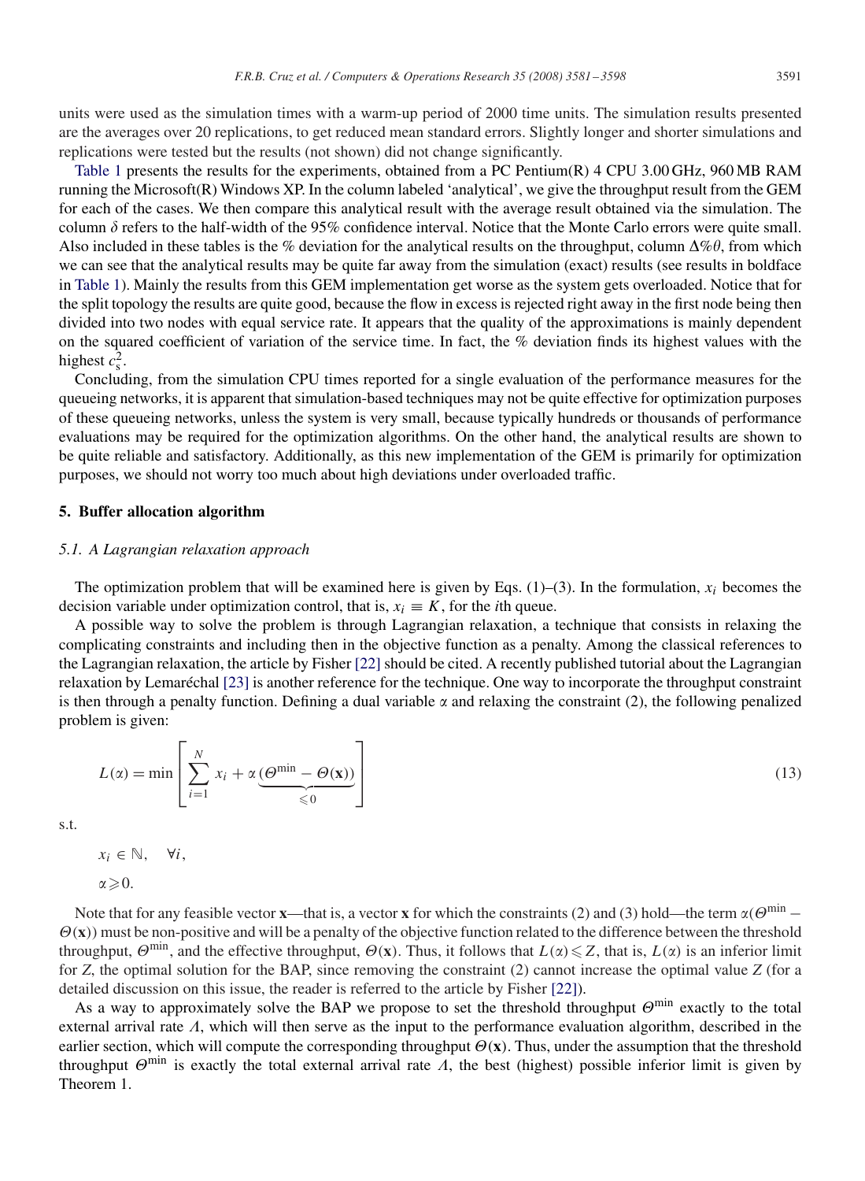units were used as the simulation times with a warm-up period of 2000 time units. The simulation results presented are the averages over 20 replications, to get reduced mean standard errors. Slightly longer and shorter simulations and replications were tested but the results (not shown) did not change significantly.

Table 1 presents the results for the experiments, obtained from a PC Pentium(R) 4 CPU 3.00 GHz, 960 MB RAM running the Microsoft(R) Windows XP. In the column labeled 'analytical', we give the throughput result from the GEM for each of the cases. We then compare this analytical result with the average result obtained via the simulation. The column $\delta$ refers to the half-width of the 95% confidence interval. Notice that the Monte Carlo errors were quite small. Also included in these tables is the % deviation for the analytical results on the throughput, column $\Delta\%\theta$, from which we can see that the analytical results may be quite far away from the simulation (exact) results (see results in boldface in Table 1). Mainly the results from this GEM implementation get worse as the system gets overloaded. Notice that for the split topology the results are quite good, because the flow in excess is rejected right away in the first node being then divided into two nodes with equal service rate. It appears that the quality of the approximations is mainly dependent on the squared coefficient of variation of the service time. In fact, the % deviation finds its highest values with the highest $c_s^2$.

Concluding, from the simulation CPU times reported for a single evaluation of the performance measures for the queueing networks, it is apparent that simulation-based techniques may not be quite effective for optimization purposes of these queueing networks, unless the system is very small, because typically hundreds or thousands of performance evaluations may be required for the optimization algorithms. On the other hand, the analytical results are shown to be quite reliable and satisfactory. Additionally, as this new implementation of the GEM is primarily for optimization purposes, we should not worry too much about high deviations under overloaded traffic.

## 5. Buffer allocation algorithm

### *5.1. A Lagrangian relaxation approach*

The optimization problem that will be examined here is given by Eqs. (1)–(3). In the formulation, $x_i$ becomes the decision variable under optimization control, that is, $x_i \equiv K$, for the $i$th queue.

A possible way to solve the problem is through Lagrangian relaxation, a technique that consists in relaxing the complicating constraints and including then in the objective function as a penalty. Among the classical references to the Lagrangian relaxation, the article by Fisher [22] should be cited. A recently published tutorial about the Lagrangian relaxation by Lemaréchal [23] is another reference for the technique. One way to incorporate the throughput constraint is then through a penalty function. Defining a dual variable $\alpha$ and relaxing the constraint (2), the following penalized problem is given:

$$L(\alpha) = \min \left[ \sum_{i=1}^{N} x_i + \alpha \underbrace{(\Theta^{\min} - \Theta(\mathbf{x}))}_{\leqslant 0} \right] \tag{13}$$

s.t.

$$x_i \in \mathbb{N}, \quad \forall i,$$

$$\alpha \geqslant 0.$$

Note that for any feasible vector $\mathbf{x}$—that is, a vector $\mathbf{x}$ for which the constraints (2) and (3) hold—the term $\alpha(\Theta^{\min} - \Theta(\mathbf{x}))$ must be non-positive and will be a penalty of the objective function related to the difference between the threshold throughput, $\Theta^{\min}$, and the effective throughput, $\Theta(\mathbf{x})$. Thus, it follows that $L(\alpha) \leqslant Z$, that is, $L(\alpha)$ is an inferior limit for $Z$, the optimal solution for the BAP, since removing the constraint (2) cannot increase the optimal value $Z$ (for a detailed discussion on this issue, the reader is referred to the article by Fisher [22]).

As a way to approximately solve the BAP we propose to set the threshold throughput $\Theta^{\min}$ exactly to the total external arrival rate $\Lambda$, which will then serve as the input to the performance evaluation algorithm, described in the earlier section, which will compute the corresponding throughput $\Theta(\mathbf{x})$. Thus, under the assumption that the threshold throughput $\Theta^{\min}$ is exactly the total external arrival rate $\Lambda$, the best (highest) possible inferior limit is given by Theorem 1.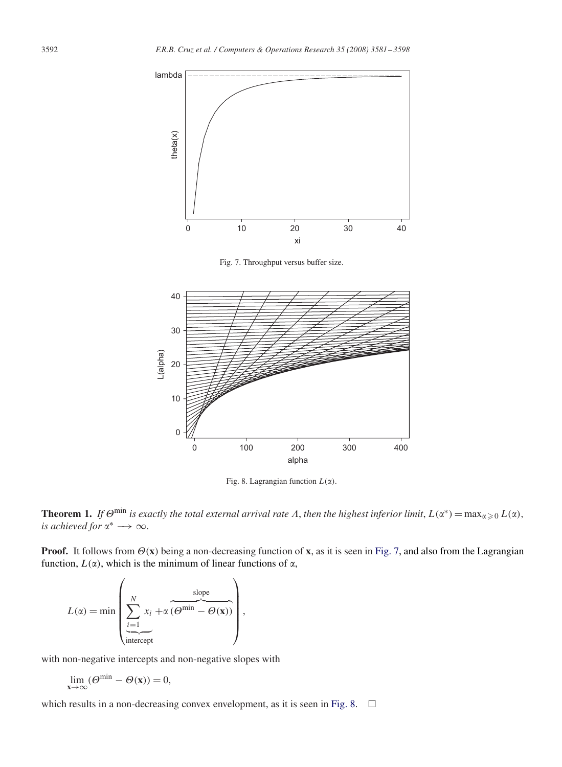Fig. 7. Throughput versus buffer size.

Fig. 8. Lagrangian function $L(\alpha)$.

**Theorem 1.** *If $\Theta^{\min}$ is exactly the total external arrival rate $\Lambda$, then the highest inferior limit, $L(\alpha^*) = \max_{\alpha \geqslant 0} L(\alpha)$, is achieved for $\alpha^* \longrightarrow \infty$.*

**Proof.** It follows from $\Theta(\mathbf{x})$ being a non-decreasing function of $\mathbf{x}$, as it is seen in Fig. 7, and also from the Lagrangian function, $L(\alpha)$, which is the minimum of linear functions of $\alpha$,

$$L(\alpha) = \min \left( \underbrace{\sum_{i=1}^{N} x_i}_{\text{intercept}} + \alpha \overbrace{(\Theta^{\min} - \Theta(\mathbf{x}))}^{\text{slope}} \right),$$

with non-negative intercepts and non-negative slopes with

$$\lim_{\mathbf{x} \to \infty} (\Theta^{\min} - \Theta(\mathbf{x})) = 0,$$

which results in a non-decreasing convex envelopment, as it is seen in Fig. 8. $\square$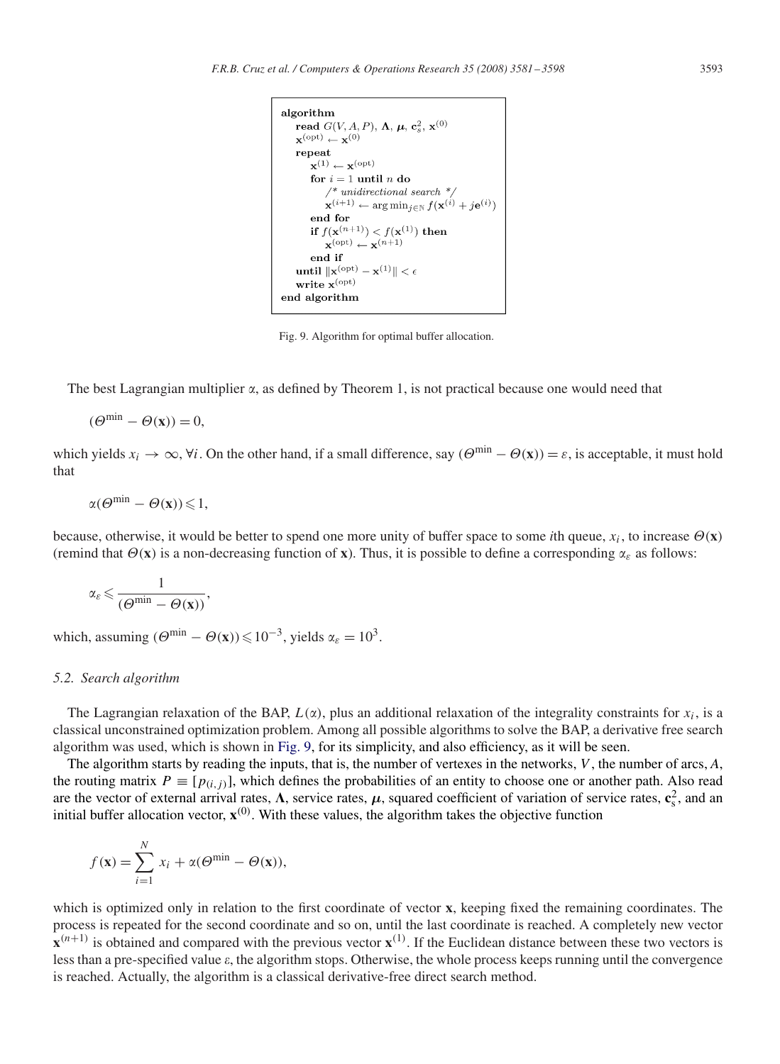```
algorithm
    read G(V, A, P), Λ, μ, c_s^2, x^(0)
    x^(opt) ← x^(0)
    repeat
        x^(1) ← x^(opt)
        for i = 1 until n do
            /* unidirectional search */
            x^(i+1) ← arg min_{j∈ℕ} f(x^(i) + j e^(i))
        end for
        if f(x^(n+1)) < f(x^(1)) then
            x^(opt) ← x^(n+1)
        end if
    until ||x^(opt) − x^(1)|| < ϵ
    write x^(opt)
end algorithm
```

Fig. 9. Algorithm for optimal buffer allocation.

The best Lagrangian multiplier $\alpha$, as defined by Theorem 1, is not practical because one would need that

$$(\Theta^{\min} - \Theta(\mathbf{x})) = 0,$$

which yields $x_i \to \infty, \forall i$. On the other hand, if a small difference, say $(\Theta^{\min} - \Theta(\mathbf{x})) = \varepsilon$, is acceptable, it must hold that

$$\alpha(\Theta^{\min} - \Theta(\mathbf{x})) \leqslant 1,$$

because, otherwise, it would be better to spend one more unity of buffer space to some $i$th queue, $x_i$, to increase $\Theta(\mathbf{x})$ (remind that $\Theta(\mathbf{x})$ is a non-decreasing function of $\mathbf{x}$). Thus, it is possible to define a corresponding $\alpha_\varepsilon$ as follows:

$$\alpha_\varepsilon \leqslant \frac{1}{(\Theta^{\min} - \Theta(\mathbf{x}))},$$

which, assuming $(\Theta^{\min} - \Theta(\mathbf{x})) \leqslant 10^{-3}$, yields $\alpha_\varepsilon = 10^3$.

### 5.2. Search algorithm

The Lagrangian relaxation of the BAP, $L(\alpha)$, plus an additional relaxation of the integrality constraints for $x_i$, is a classical unconstrained optimization problem. Among all possible algorithms to solve the BAP, a derivative free search algorithm was used, which is shown in Fig. 9, for its simplicity, and also efficiency, as it will be seen.

The algorithm starts by reading the inputs, that is, the number of vertexes in the networks, $V$, the number of arcs, $A$, the routing matrix $P \equiv [p_{(i,j)}]$, which defines the probabilities of an entity to choose one or another path. Also read are the vector of external arrival rates, $\mathbf{\Lambda}$, service rates, $\boldsymbol{\mu}$, squared coefficient of variation of service rates, $\mathbf{c}_s^2$, and an initial buffer allocation vector, $\mathbf{x}^{(0)}$. With these values, the algorithm takes the objective function

$$f(\mathbf{x}) = \sum_{i=1}^{N} x_i + \alpha(\Theta^{\min} - \Theta(\mathbf{x})),$$

which is optimized only in relation to the first coordinate of vector $\mathbf{x}$, keeping fixed the remaining coordinates. The process is repeated for the second coordinate and so on, until the last coordinate is reached. A completely new vector $\mathbf{x}^{(n+1)}$ is obtained and compared with the previous vector $\mathbf{x}^{(1)}$. If the Euclidean distance between these two vectors is less than a pre-specified value $\varepsilon$, the algorithm stops. Otherwise, the whole process keeps running until the convergence is reached. Actually, the algorithm is a classical derivative-free direct search method.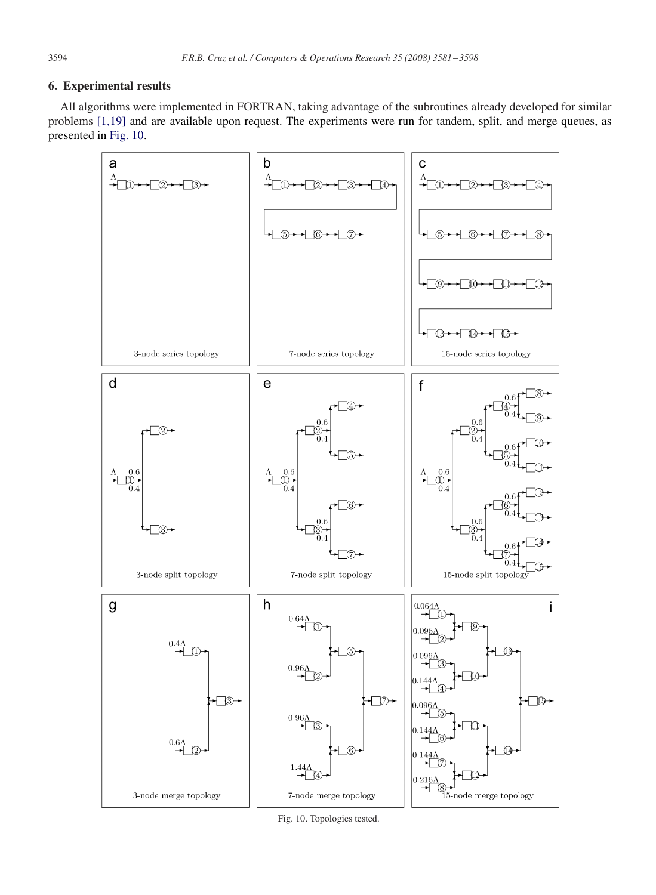## 6. Experimental results

All algorithms were implemented in FORTRAN, taking advantage of the subroutines already developed for similar problems [1,19] and are available upon request. The experiments were run for tandem, split, and merge queues, as presented in Fig. 10.

Fig. 10. Topologies tested.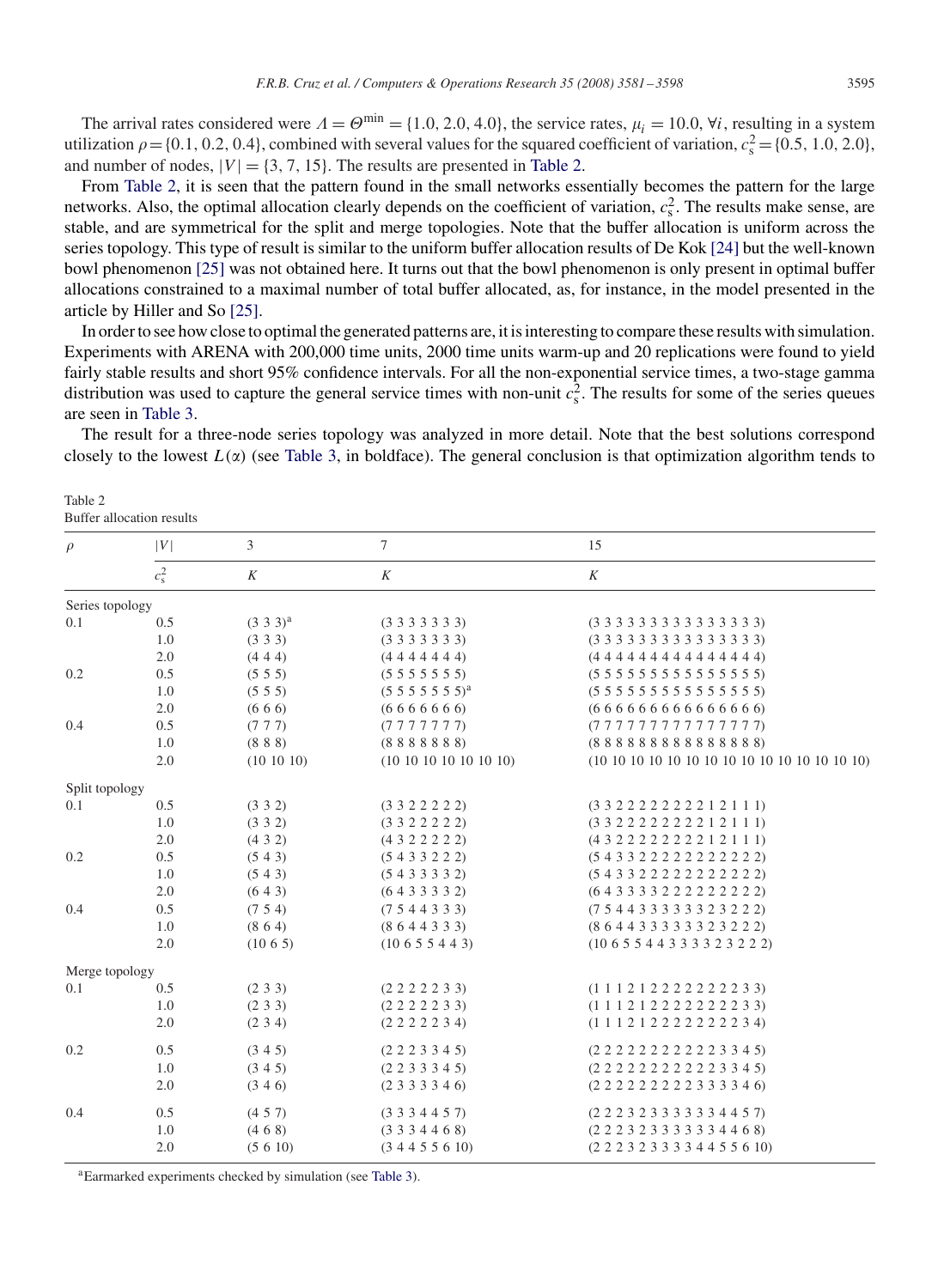The arrival rates considered were $\Lambda = \Theta^{\min} = \{1.0, 2.0, 4.0\}$, the service rates, $\mu_i = 10.0$, $\forall i$, resulting in a system utilization $\rho = \{0.1, 0.2, 0.4\}$, combined with several values for the squared coefficient of variation, $c_s^2 = \{0.5, 1.0, 2.0\}$, and number of nodes, $|V| = \{3, 7, 15\}$. The results are presented in Table 2.

From Table 2, it is seen that the pattern found in the small networks essentially becomes the pattern for the large networks. Also, the optimal allocation clearly depends on the coefficient of variation, $c_s^2$. The results make sense, are stable, and are symmetrical for the split and merge topologies. Note that the buffer allocation is uniform across the series topology. This type of result is similar to the uniform buffer allocation results of De Kok [24] but the well-known bowl phenomenon [25] was not obtained here. It turns out that the bowl phenomenon is only present in optimal buffer allocations constrained to a maximal number of total buffer allocated, as, for instance, in the model presented in the article by Hiller and So [25].

In order to see how close to optimal the generated patterns are, it is interesting to compare these results with simulation. Experiments with ARENA with 200,000 time units, 2000 time units warm-up and 20 replications were found to yield fairly stable results and short 95% confidence intervals. For all the non-exponential service times, a two-stage gamma distribution was used to capture the general service times with non-unit $c_s^2$. The results for some of the series queues are seen in Table 3.

The result for a three-node series topology was analyzed in more detail. Note that the best solutions correspond closely to the lowest $L(\alpha)$ (see Table 3, in boldface). The general conclusion is that optimization algorithm tends to

Table 2
Buffer allocation results

| $\rho$ | $\lvert V\rvert$ | 3 | 7 | 15 |
|---|---|---|---|---|
| | $c_s^2$ | $K$ | $K$ | $K$ |
| Series topology | | | | |
| 0.1 | 0.5 | (3 3 3)[a] | (3 3 3 3 3 3 3) | (3 3 3 3 3 3 3 3 3 3 3 3 3 3 3) |
| | 1.0 | (3 3 3) | (3 3 3 3 3 3 3) | (3 3 3 3 3 3 3 3 3 3 3 3 3 3 3) |
| | 2.0 | (4 4 4) | (4 4 4 4 4 4 4) | (4 4 4 4 4 4 4 4 4 4 4 4 4 4 4) |
| 0.2 | 0.5 | (5 5 5) | (5 5 5 5 5 5 5) | (5 5 5 5 5 5 5 5 5 5 5 5 5 5 5) |
| | 1.0 | (5 5 5) | (5 5 5 5 5 5 5)[a] | (5 5 5 5 5 5 5 5 5 5 5 5 5 5 5) |
| | 2.0 | (6 6 6) | (6 6 6 6 6 6 6) | (6 6 6 6 6 6 6 6 6 6 6 6 6 6 6) |
| 0.4 | 0.5 | (7 7 7) | (7 7 7 7 7 7 7) | (7 7 7 7 7 7 7 7 7 7 7 7 7 7 7) |
| | 1.0 | (8 8 8) | (8 8 8 8 8 8 8) | (8 8 8 8 8 8 8 8 8 8 8 8 8 8 8) |
| | 2.0 | (10 10 10) | (10 10 10 10 10 10 10) | (10 10 10 10 10 10 10 10 10 10 10 10 10 10 10) |
| Split topology | | | | |
| 0.1 | 0.5 | (3 3 2) | (3 3 2 2 2 2 2) | (3 3 2 2 2 2 2 2 2 2 1 2 1 1 1) |
| | 1.0 | (3 3 2) | (3 3 2 2 2 2 2) | (3 3 2 2 2 2 2 2 2 2 1 2 1 1 1) |
| | 2.0 | (4 3 2) | (4 3 2 2 2 2 2) | (4 3 2 2 2 2 2 2 2 2 1 2 1 1 1) |
| 0.2 | 0.5 | (5 4 3) | (5 4 3 3 2 2 2) | (5 4 3 3 2 2 2 2 2 2 2 2 2 2 2) |
| | 1.0 | (5 4 3) | (5 4 3 3 3 3 2) | (5 4 3 3 2 2 2 2 2 2 2 2 2 2 2) |
| | 2.0 | (6 4 3) | (6 4 3 3 3 3 2) | (6 4 3 3 3 3 2 2 2 2 2 2 2 2 2) |
| 0.4 | 0.5 | (7 5 4) | (7 5 4 4 3 3 3) | (7 5 4 4 3 3 3 3 3 3 2 3 2 2 2) |
| | 1.0 | (8 6 4) | (8 6 4 4 3 3 3) | (8 6 4 4 3 3 3 3 3 3 2 3 2 2 2) |
| | 2.0 | (10 6 5) | (10 6 5 5 4 4 3) | (10 6 5 5 4 4 3 3 3 3 3 2 3 2 2 2) |
| Merge topology | | | | |
| 0.1 | 0.5 | (2 3 3) | (2 2 2 2 2 3 3) | (1 1 1 2 1 2 2 2 2 2 2 2 2 3 3) |
| | 1.0 | (2 3 3) | (2 2 2 2 2 3 3) | (1 1 1 2 1 2 2 2 2 2 2 2 2 3 3) |
| | 2.0 | (2 3 4) | (2 2 2 2 2 3 4) | (1 1 1 2 1 2 2 2 2 2 2 2 2 3 4) |
| 0.2 | 0.5 | (3 4 5) | (2 2 2 3 3 4 5) | (2 2 2 2 2 2 2 2 2 2 2 3 3 4 5) |
| | 1.0 | (3 4 5) | (2 2 3 3 3 4 5) | (2 2 2 2 2 2 2 2 2 2 2 3 3 4 5) |
| | 2.0 | (3 4 6) | (2 3 3 3 3 4 6) | (2 2 2 2 2 2 2 2 2 3 3 3 3 4 6) |
| 0.4 | 0.5 | (4 5 7) | (3 3 3 4 4 5 7) | (2 2 2 3 2 3 3 3 3 3 3 4 4 5 7) |
| | 1.0 | (4 6 8) | (3 3 3 4 4 6 8) | (2 2 2 3 2 3 3 3 3 3 3 4 4 6 8) |
| | 2.0 | (5 6 10) | (3 4 4 5 5 6 10) | (2 2 2 3 2 3 3 3 3 4 4 5 5 6 10) |

[a]Earmarked experiments checked by simulation (see Table 3).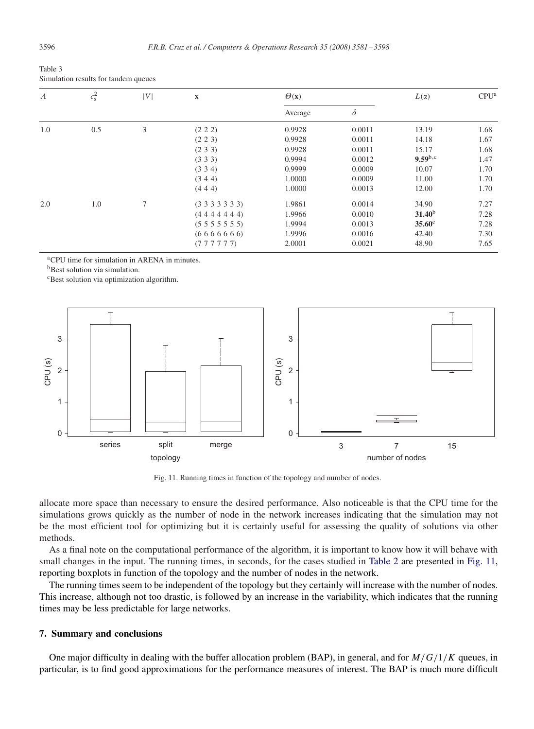Table 3
Simulation results for tandem queues

| $\Lambda$ | $c_s^2$ | $\|V\|$ | **x** | $\Theta(\mathbf{x})$ | | $L(\alpha)$ | CPU[a] |
|---|---|---|---|---|---|---|---|
| | | | | Average | $\delta$ | | |
| 1.0 | 0.5 | 3 | (2 2 2) | 0.9928 | 0.0011 | 13.19 | 1.68 |
| | | | (2 2 3) | 0.9928 | 0.0011 | 14.18 | 1.67 |
| | | | (2 3 3) | 0.9928 | 0.0011 | 15.17 | 1.68 |
| | | | (3 3 3) | 0.9994 | 0.0012 | **9.59**[b,c] | 1.47 |
| | | | (3 3 4) | 0.9999 | 0.0009 | 10.07 | 1.70 |
| | | | (3 4 4) | 1.0000 | 0.0009 | 11.00 | 1.70 |
| | | | (4 4 4) | 1.0000 | 0.0013 | 12.00 | 1.70 |
| 2.0 | 1.0 | 7 | (3 3 3 3 3 3 3) | 1.9861 | 0.0014 | 34.90 | 7.27 |
| | | | (4 4 4 4 4 4 4) | 1.9966 | 0.0010 | **31.40**[b] | 7.28 |
| | | | (5 5 5 5 5 5 5) | 1.9994 | 0.0013 | **35.60**[c] | 7.28 |
| | | | (6 6 6 6 6 6 6) | 1.9996 | 0.0016 | 42.40 | 7.30 |
| | | | (7 7 7 7 7 7) | 2.0001 | 0.0021 | 48.90 | 7.65 |

[a]CPU time for simulation in ARENA in minutes.
[b]Best solution via simulation.
[c]Best solution via optimization algorithm.

Fig. 11. Running times in function of the topology and number of nodes.

allocate more space than necessary to ensure the desired performance. Also noticeable is that the CPU time for the simulations grows quickly as the number of node in the network increases indicating that the simulation may not be the most efficient tool for optimizing but it is certainly useful for assessing the quality of solutions via other methods.

As a final note on the computational performance of the algorithm, it is important to know how it will behave with small changes in the input. The running times, in seconds, for the cases studied in Table 2 are presented in Fig. 11, reporting boxplots in function of the topology and the number of nodes in the network.

The running times seem to be independent of the topology but they certainly will increase with the number of nodes. This increase, although not too drastic, is followed by an increase in the variability, which indicates that the running times may be less predictable for large networks.

## 7. Summary and conclusions

One major difficulty in dealing with the buffer allocation problem (BAP), in general, and for $M/G/1/K$ queues, in particular, is to find good approximations for the performance measures of interest. The BAP is much more difficult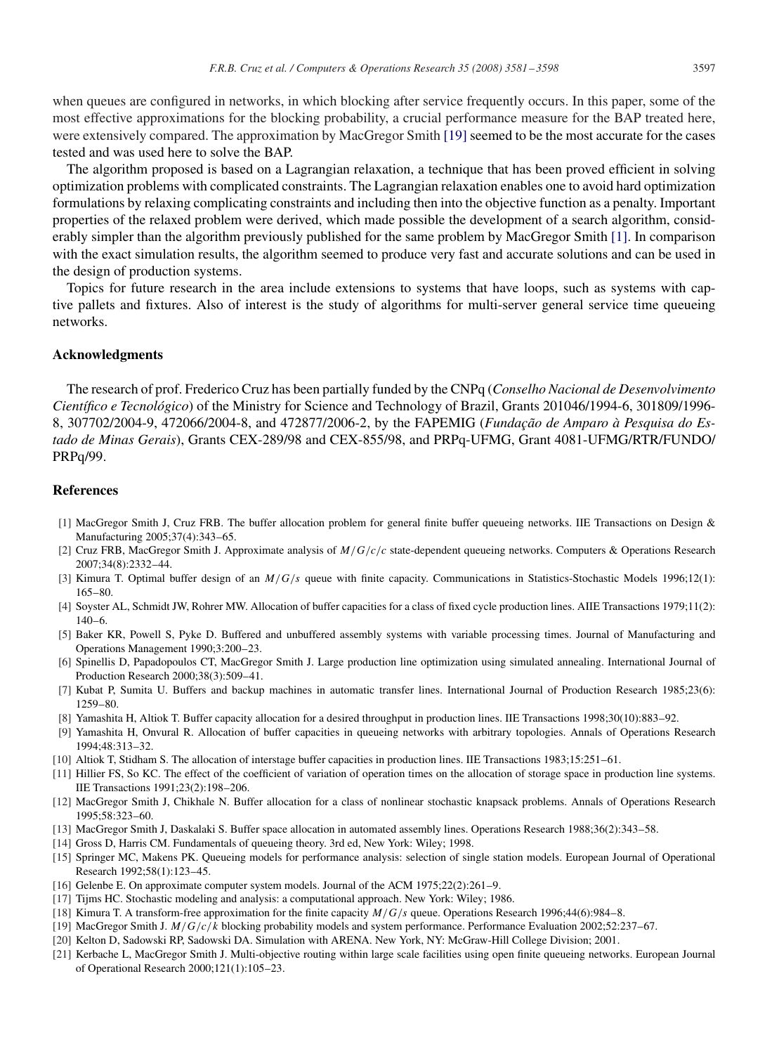when queues are configured in networks, in which blocking after service frequently occurs. In this paper, some of the most effective approximations for the blocking probability, a crucial performance measure for the BAP treated here, were extensively compared. The approximation by MacGregor Smith [19] seemed to be the most accurate for the cases tested and was used here to solve the BAP.

The algorithm proposed is based on a Lagrangian relaxation, a technique that has been proved efficient in solving optimization problems with complicated constraints. The Lagrangian relaxation enables one to avoid hard optimization formulations by relaxing complicating constraints and including then into the objective function as a penalty. Important properties of the relaxed problem were derived, which made possible the development of a search algorithm, considerably simpler than the algorithm previously published for the same problem by MacGregor Smith [1]. In comparison with the exact simulation results, the algorithm seemed to produce very fast and accurate solutions and can be used in the design of production systems.

Topics for future research in the area include extensions to systems that have loops, such as systems with captive pallets and fixtures. Also of interest is the study of algorithms for multi-server general service time queueing networks.

## Acknowledgments

The research of prof. Frederico Cruz has been partially funded by the CNPq (*Conselho Nacional de Desenvolvimento Científico e Tecnológico*) of the Ministry for Science and Technology of Brazil, Grants 201046/1994-6, 301809/1996-8, 307702/2004-9, 472066/2004-8, and 472877/2006-2, by the FAPEMIG (*Fundação de Amparo à Pesquisa do Estado de Minas Gerais*), Grants CEX-289/98 and CEX-855/98, and PRPq-UFMG, Grant 4081-UFMG/RTR/FUNDO/PRPq/99.

## References

[1] MacGregor Smith J, Cruz FRB. The buffer allocation problem for general finite buffer queueing networks. IIE Transactions on Design & Manufacturing 2005;37(4):343–65.

[2] Cruz FRB, MacGregor Smith J. Approximate analysis of $M/G/c/c$ state-dependent queueing networks. Computers & Operations Research 2007;34(8):2332–44.

[3] Kimura T. Optimal buffer design of an $M/G/s$ queue with finite capacity. Communications in Statistics-Stochastic Models 1996;12(1):165–80.

[4] Soyster AL, Schmidt JW, Rohrer MW. Allocation of buffer capacities for a class of fixed cycle production lines. AIIE Transactions 1979;11(2):140–6.

[5] Baker KR, Powell S, Pyke D. Buffered and unbuffered assembly systems with variable processing times. Journal of Manufacturing and Operations Management 1990;3:200–23.

[6] Spinellis D, Papadopoulos CT, MacGregor Smith J. Large production line optimization using simulated annealing. International Journal of Production Research 2000;38(3):509–41.

[7] Kubat P, Sumita U. Buffers and backup machines in automatic transfer lines. International Journal of Production Research 1985;23(6):1259–80.

[8] Yamashita H, Altiok T. Buffer capacity allocation for a desired throughput in production lines. IIE Transactions 1998;30(10):883–92.

[9] Yamashita H, Onvural R. Allocation of buffer capacities in queueing networks with arbitrary topologies. Annals of Operations Research 1994;48:313–32.

[10] Altiok T, Stidham S. The allocation of interstage buffer capacities in production lines. IIE Transactions 1983;15:251–61.

[11] Hillier FS, So KC. The effect of the coefficient of variation of operation times on the allocation of storage space in production line systems. IIE Transactions 1991;23(2):198–206.

[12] MacGregor Smith J, Chikhale N. Buffer allocation for a class of nonlinear stochastic knapsack problems. Annals of Operations Research 1995;58:323–60.

[13] MacGregor Smith J, Daskalaki S. Buffer space allocation in automated assembly lines. Operations Research 1988;36(2):343–58.

[14] Gross D, Harris CM. Fundamentals of queueing theory. 3rd ed, New York: Wiley; 1998.

[15] Springer MC, Makens PK. Queueing models for performance analysis: selection of single station models. European Journal of Operational Research 1992;58(1):123–45.

[16] Gelenbe E. On approximate computer system models. Journal of the ACM 1975;22(2):261–9.

[17] Tijms HC. Stochastic modeling and analysis: a computational approach. New York: Wiley; 1986.

[18] Kimura T. A transform-free approximation for the finite capacity $M/G/s$ queue. Operations Research 1996;44(6):984–8.

[19] MacGregor Smith J. $M/G/c/k$ blocking probability models and system performance. Performance Evaluation 2002;52:237–67.

[20] Kelton D, Sadowski RP, Sadowski DA. Simulation with ARENA. New York, NY: McGraw-Hill College Division; 2001.

[21] Kerbache L, MacGregor Smith J. Multi-objective routing within large scale facilities using open finite queueing networks. European Journal of Operational Research 2000;121(1):105–23.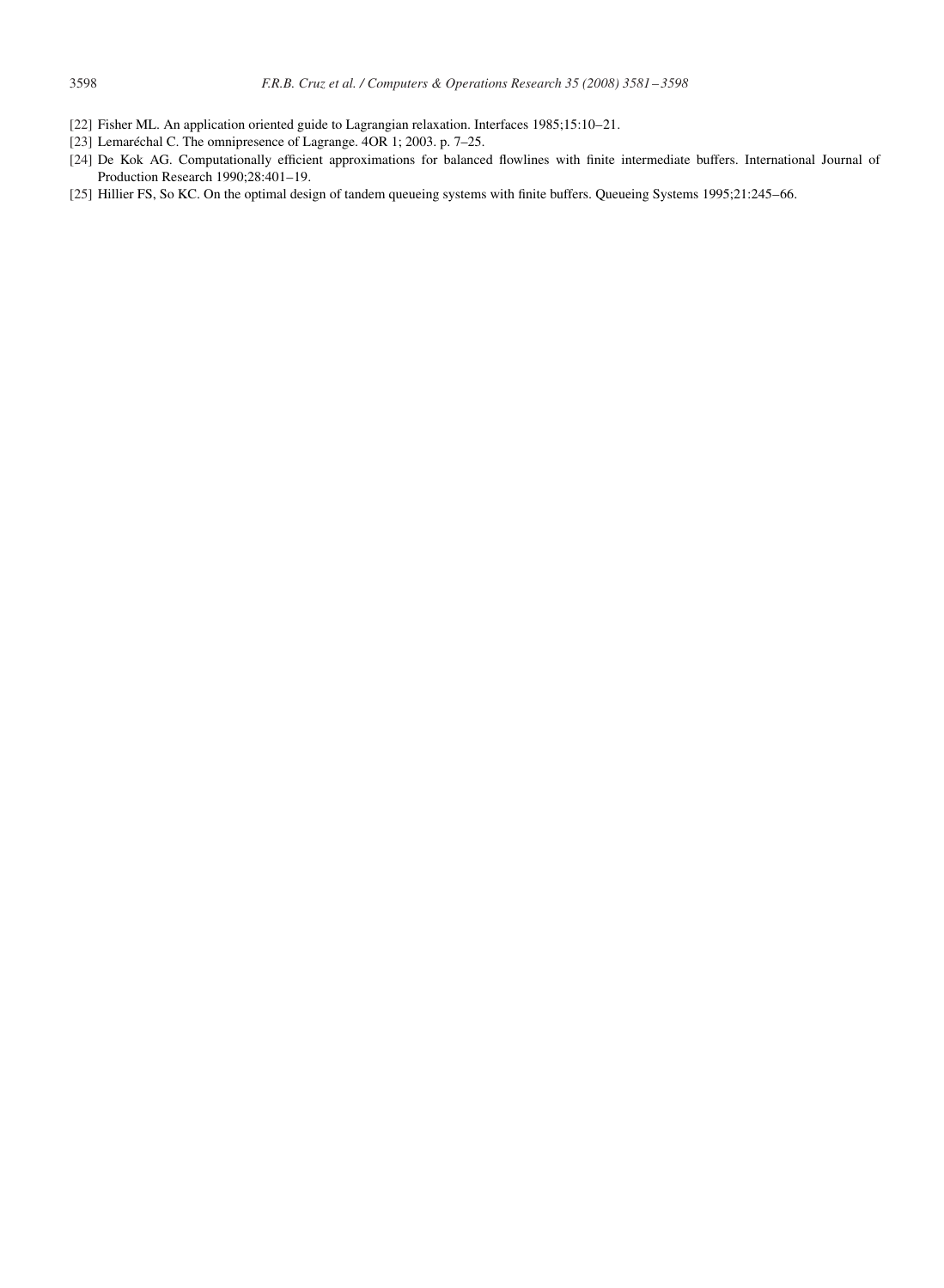[22] Fisher ML. An application oriented guide to Lagrangian relaxation. Interfaces 1985;15:10–21.

[23] Lemaréchal C. The omnipresence of Lagrange. 4OR 1; 2003. p. 7–25.

[24] De Kok AG. Computationally efficient approximations for balanced flowlines with finite intermediate buffers. International Journal of Production Research 1990;28:401–19.

[25] Hillier FS, So KC. On the optimal design of tandem queueing systems with finite buffers. Queueing Systems 1995;21:245–66.